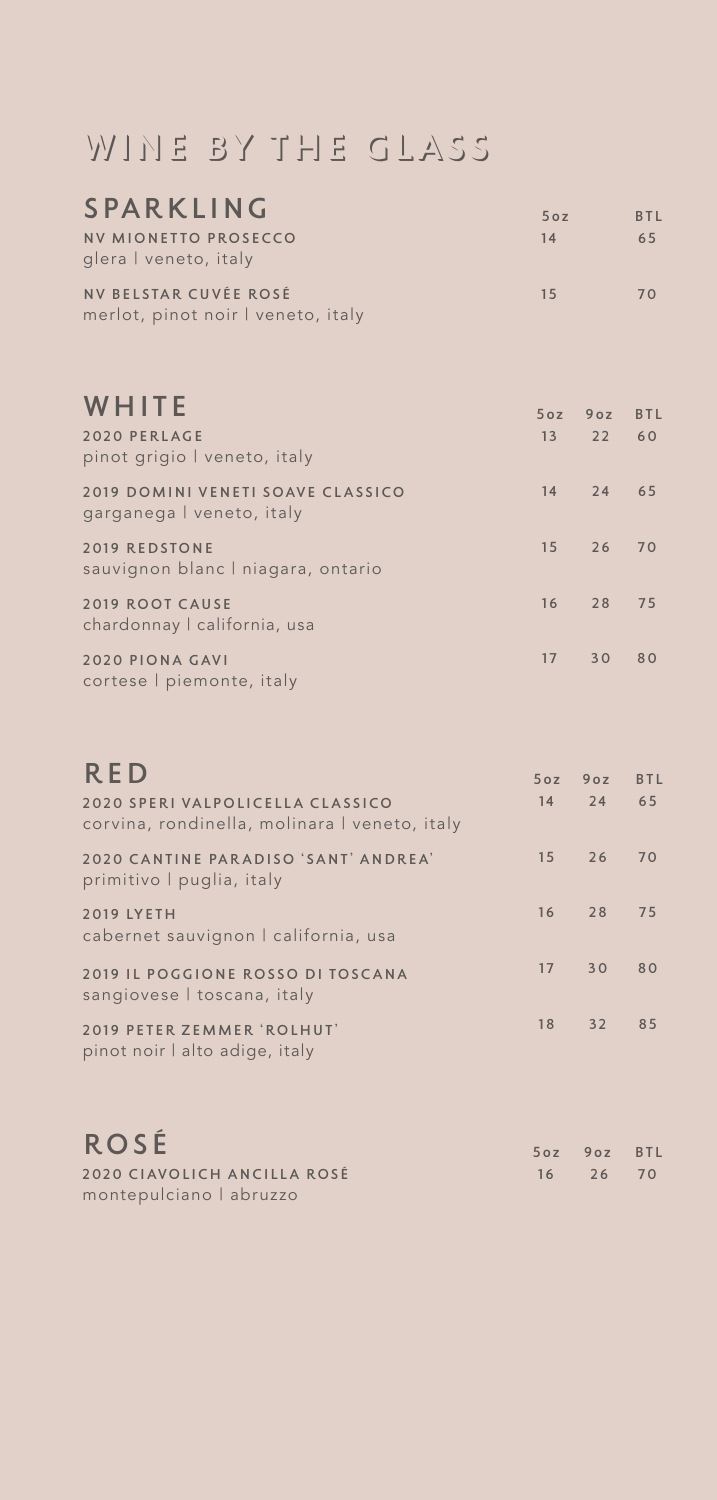# WINE BY THE GLASS

## SPARKLING

| | 5oz | BTL |
|---|---|---|
| **NV MIONETTO PROSECCO**<br>glera \| veneto, italy | 14 | 65 |
| **NV BELSTAR CUVÉE ROSÉ**<br>merlot, pinot noir \| veneto, italy | 15 | 70 |

## WHITE

| | 5oz | 9oz | BTL |
|---|---|---|---|
| **2020 PERLAGE**<br>pinot grigio \| veneto, italy | 13 | 22 | 60 |
| **2019 DOMINI VENETI SOAVE CLASSICO**<br>garganega \| veneto, italy | 14 | 24 | 65 |
| **2019 REDSTONE**<br>sauvignon blanc \| niagara, ontario | 15 | 26 | 70 |
| **2019 ROOT CAUSE**<br>chardonnay \| california, usa | 16 | 28 | 75 |
| **2020 PIONA GAVI**<br>cortese \| piemonte, italy | 17 | 30 | 80 |

## RED

| | 5oz | 9oz | BTL |
|---|---|---|---|
| **2020 SPERI VALPOLICELLA CLASSICO**<br>corvina, rondinella, molinara \| veneto, italy | 14 | 24 | 65 |
| **2020 CANTINE PARADISO 'SANT' ANDREA'**<br>primitivo \| puglia, italy | 15 | 26 | 70 |
| **2019 LYETH**<br>cabernet sauvignon \| california, usa | 16 | 28 | 75 |
| **2019 IL POGGIONE ROSSO DI TOSCANA**<br>sangiovese \| toscana, italy | 17 | 30 | 80 |
| **2019 PETER ZEMMER 'ROLHUT'**<br>pinot noir \| alto adige, italy | 18 | 32 | 85 |

## ROSÉ

| | 5oz | 9oz | BTL |
|---|---|---|---|
| **2020 CIAVOLICH ANCILLA ROSÉ**<br>montepulciano \| abruzzo | 16 | 26 | 70 |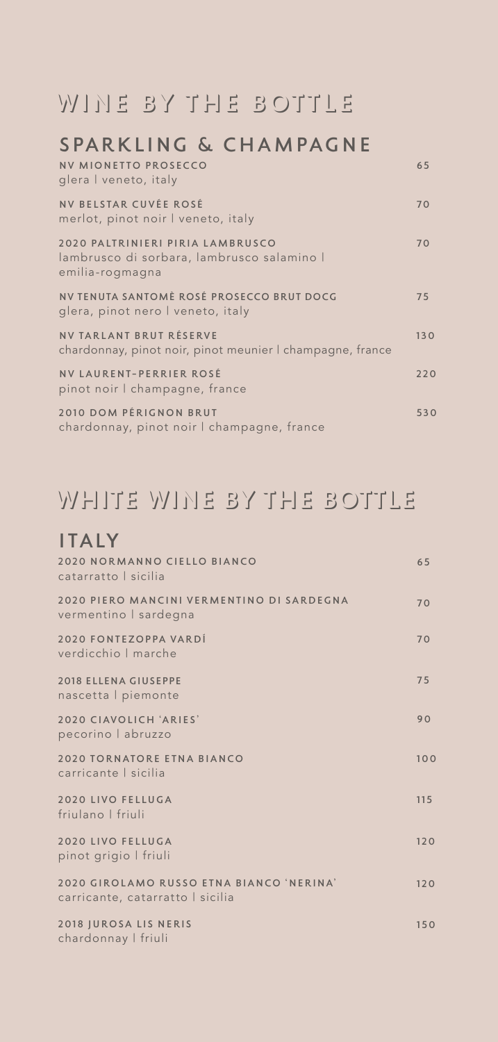# WINE BY THE BOTTLE

## SPARKLING & CHAMPAGNE

**NV MIONETTO PROSECCO** — 65
glera | veneto, italy

**NV BELSTAR CUVÉE ROSÉ** — 70
merlot, pinot noir | veneto, italy

**2020 PALTRINIERI PIRIA LAMBRUSCO** — 70
lambrusco di sorbara, lambrusco salamino | emilia-rogmagna

**NV TENUTA SANTOMÈ ROSÉ PROSECCO BRUT DOCG** — 75
glera, pinot nero | veneto, italy

**NV TARLANT BRUT RÉSERVE** — 130
chardonnay, pinot noir, pinot meunier | champagne, france

**NV LAURENT-PERRIER ROSÉ** — 220
pinot noir | champagne, france

**2010 DOM PÉRIGNON BRUT** — 530
chardonnay, pinot noir | champagne, france

# WHITE WINE BY THE BOTTLE

## ITALY

**2020 NORMANNO CIELLO BIANCO** — 65
catarratto | sicilia

**2020 PIERO MANCINI VERMENTINO DI SARDEGNA** — 70
vermentino | sardegna

**2020 FONTEZOPPA VARDÍ** — 70
verdicchio | marche

**2018 ELLENA GIUSEPPE** — 75
nascetta | piemonte

**2020 CIAVOLICH 'ARIES'** — 90
pecorino | abruzzo

**2020 TORNATORE ETNA BIANCO** — 100
carricante | sicilia

**2020 LIVO FELLUGA** — 115
friulano | friuli

**2020 LIVO FELLUGA** — 120
pinot grigio | friuli

**2020 GIROLAMO RUSSO ETNA BIANCO 'NERINA'** — 120
carricante, catarratto | sicilia

**2018 JUROSA LIS NERIS** — 150
chardonnay | friuli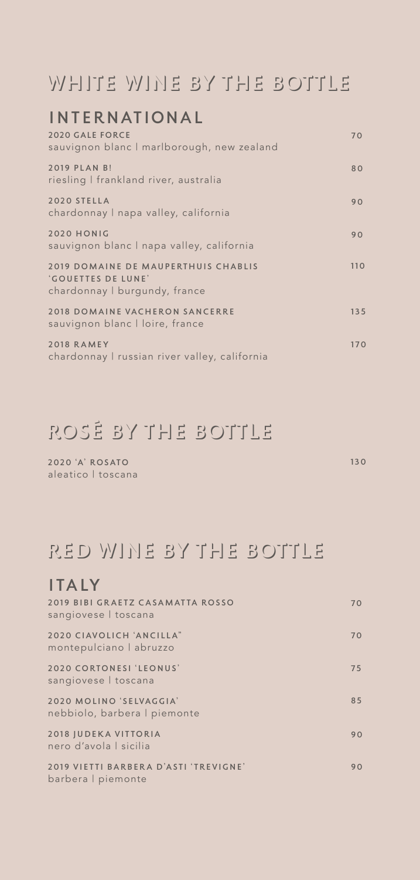# WHITE WINE BY THE BOTTLE

## INTERNATIONAL

**2020 GALE FORCE** — 70
sauvignon blanc | marlborough, new zealand

**2019 PLAN B!** — 80
riesling | frankland river, australia

**2020 STELLA** — 90
chardonnay | napa valley, california

**2020 HONIG** — 90
sauvignon blanc | napa valley, california

**2019 DOMAINE DE MAUPERTHUIS CHABLIS 'GOUETTES DE LUNE'** — 110
chardonnay | burgundy, france

**2018 DOMAINE VACHERON SANCERRE** — 135
sauvignon blanc | loire, france

**2018 RAMEY** — 170
chardonnay | russian river valley, california

# ROSÉ BY THE BOTTLE

**2020 'A' ROSATO** — 130
aleatico | toscana

# RED WINE BY THE BOTTLE

## ITALY

**2019 BIBI GRAETZ CASAMATTA ROSSO** — 70
sangiovese | toscana

**2020 CIAVOLICH 'ANCILLA"** — 70
montepulciano | abruzzo

**2020 CORTONESI 'LEONUS'** — 75
sangiovese | toscana

**2020 MOLINO 'SELVAGGIA'** — 85
nebbiolo, barbera | piemonte

**2018 JUDEKA VITTORIA** — 90
nero d'avola | sicilia

**2019 VIETTI BARBERA D'ASTI 'TREVIGNE'** — 90
barbera | piemonte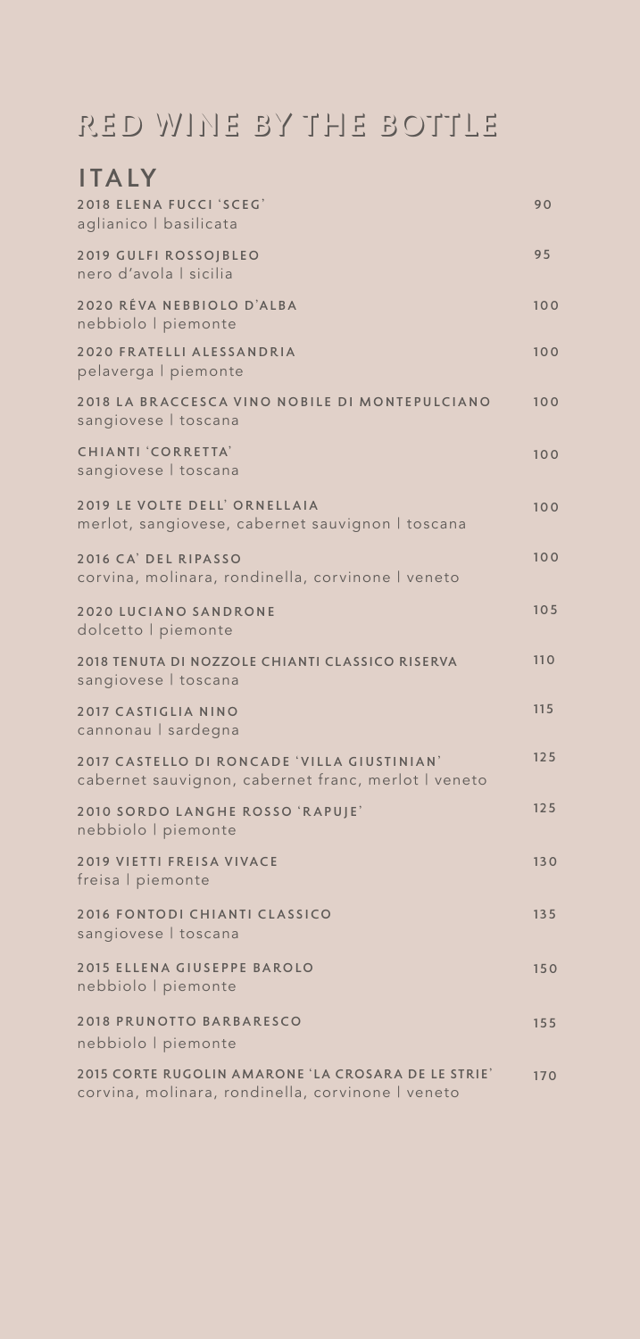# RED WINE BY THE BOTTLE

## ITALY

**2018 ELENA FUCCI 'SCEG'** — 90
aglianico | basilicata

**2019 GULFI ROSSOJBLEO** — 95
nero d'avola | sicilia

**2020 RÉVA NEBBIOLO D'ALBA** — 100
nebbiolo | piemonte

**2020 FRATELLI ALESSANDRIA** — 100
pelaverga | piemonte

**2018 LA BRACCESCA VINO NOBILE DI MONTEPULCIANO** — 100
sangiovese | toscana

**CHIANTI 'CORRETTA'** — 100
sangiovese | toscana

**2019 LE VOLTE DELL' ORNELLAIA** — 100
merlot, sangiovese, cabernet sauvignon | toscana

**2016 CA' DEL RIPASSO** — 100
corvina, molinara, rondinella, corvinone | veneto

**2020 LUCIANO SANDRONE** — 105
dolcetto | piemonte

**2018 TENUTA DI NOZZOLE CHIANTI CLASSICO RISERVA** — 110
sangiovese | toscana

**2017 CASTIGLIA NINO** — 115
cannonau | sardegna

**2017 CASTELLO DI RONCADE 'VILLA GIUSTINIAN'** — 125
cabernet sauvignon, cabernet franc, merlot | veneto

**2010 SORDO LANGHE ROSSO 'RAPUJE'** — 125
nebbiolo | piemonte

**2019 VIETTI FREISA VIVACE** — 130
freisa | piemonte

**2016 FONTODI CHIANTI CLASSICO** — 135
sangiovese | toscana

**2015 ELLENA GIUSEPPE BAROLO** — 150
nebbiolo | piemonte

**2018 PRUNOTTO BARBARESCO** — 155
nebbiolo | piemonte

**2015 CORTE RUGOLIN AMARONE 'LA CROSARA DE LE STRIE'** — 170
corvina, molinara, rondinella, corvinone | veneto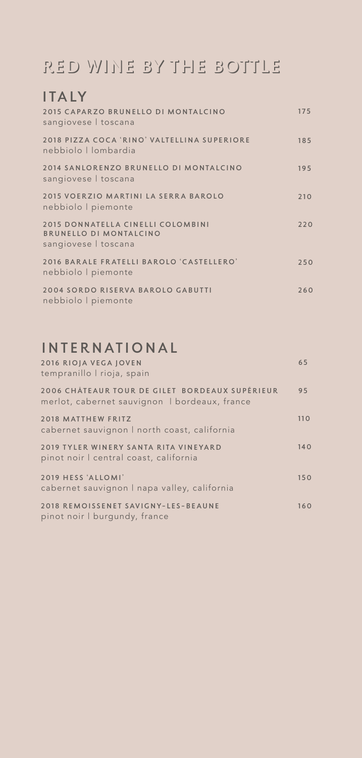# RED WINE BY THE BOTTLE

## ITALY

| | |
|---|---|
| **2015 CAPARZO BRUNELLO DI MONTALCINO**<br>sangiovese l toscana | 175 |
| **2018 PIZZA COCA 'RINO' VALTELLINA SUPERIORE**<br>nebbiolo l lombardia | 185 |
| **2014 SANLORENZO BRUNELLO DI MONTALCINO**<br>sangiovese l toscana | 195 |
| **2015 VOERZIO MARTINI LA SERRA BAROLO**<br>nebbiolo l piemonte | 210 |
| **2015 DONNATELLA CINELLI COLOMBINI BRUNELLO DI MONTALCINO**<br>sangiovese l toscana | 220 |
| **2016 BARALE FRATELLI BAROLO 'CASTELLERO'**<br>nebbiolo l piemonte | 250 |
| **2004 SORDO RISERVA BAROLO GABUTTI**<br>nebbiolo l piemonte | 260 |

## INTERNATIONAL

| | |
|---|---|
| **2016 RIOJA VEGA JOVEN**<br>tempranillo l rioja, spain | 65 |
| **2006 CHÂTEAUR TOUR DE GILET BORDEAUX SUPÉRIEUR**<br>merlot, cabernet sauvignon l bordeaux, france | 95 |
| **2018 MATTHEW FRITZ**<br>cabernet sauvignon l north coast, california | 110 |
| **2019 TYLER WINERY SANTA RITA VINEYARD**<br>pinot noir l central coast, california | 140 |
| **2019 HESS 'ALLOMI'**<br>cabernet sauvignon l napa valley, california | 150 |
| **2018 REMOISSENET SAVIGNY-LES-BEAUNE**<br>pinot noir l burgundy, france | 160 |